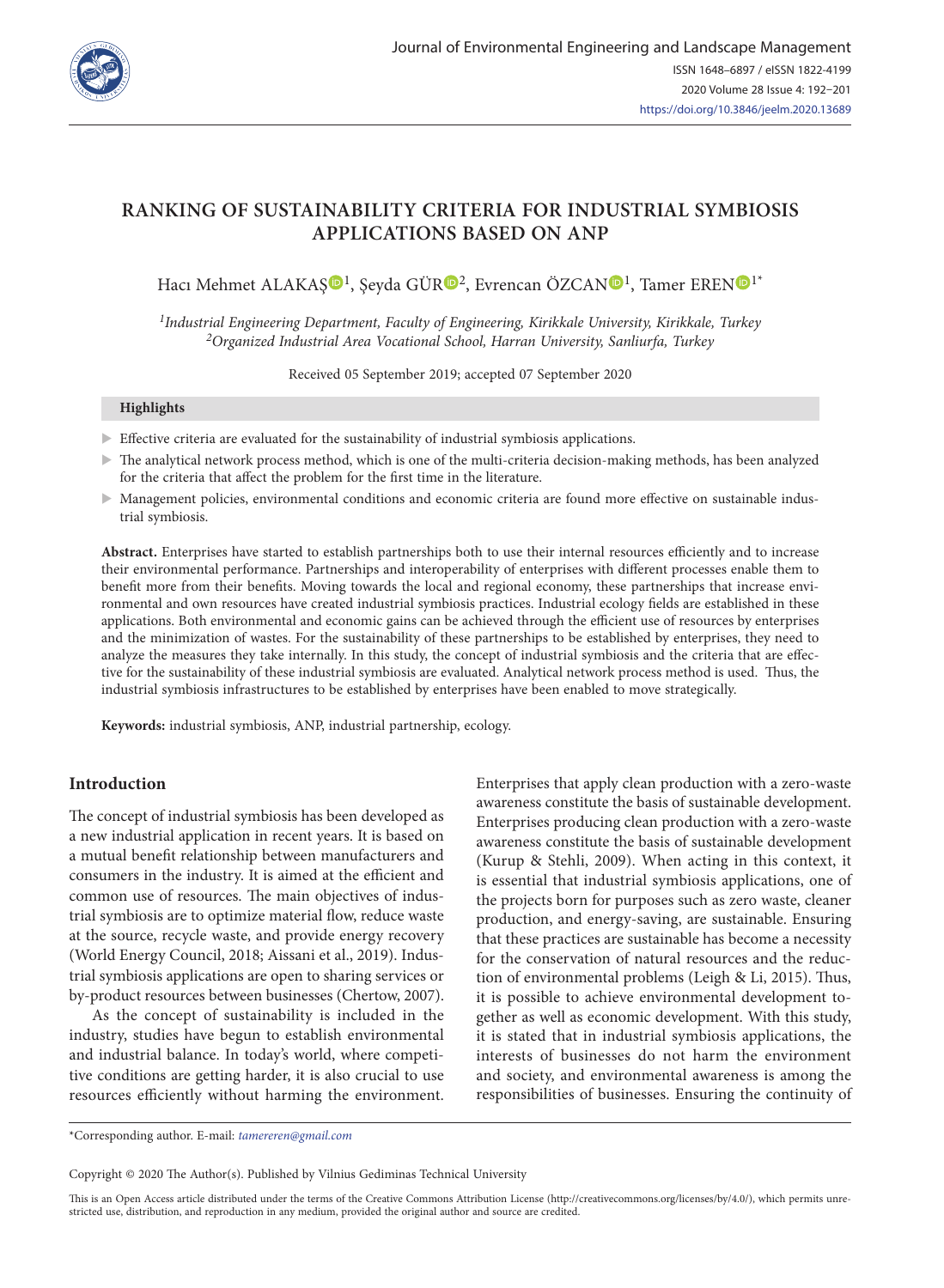# RANKING OF SUSTAINABILITY CRITERIA FOR INDUSTRIAL SYMBIOSIS APPLICATIONS BASED ON ANP

Hacı Mehmet ALAKAŞ[1], Şeyda GÜR[2], Evrencan ÖZCAN[1], Tamer EREN[1*]

[1]*Industrial Engineering Department, Faculty of Engineering, Kirikkale University, Kirikkale, Turkey*
[2]*Organized Industrial Area Vocational School, Harran University, Sanliurfa, Turkey*

Received 05 September 2019; accepted 07 September 2020

**Highlights**

- Effective criteria are evaluated for the sustainability of industrial symbiosis applications.
- The analytical network process method, which is one of the multi-criteria decision-making methods, has been analyzed for the criteria that affect the problem for the first time in the literature.
- Management policies, environmental conditions and economic criteria are found more effective on sustainable industrial symbiosis.

**Abstract.** Enterprises have started to establish partnerships both to use their internal resources efficiently and to increase their environmental performance. Partnerships and interoperability of enterprises with different processes enable them to benefit more from their benefits. Moving towards the local and regional economy, these partnerships that increase environmental and own resources have created industrial symbiosis practices. Industrial ecology fields are established in these applications. Both environmental and economic gains can be achieved through the efficient use of resources by enterprises and the minimization of wastes. For the sustainability of these partnerships to be established by enterprises, they need to analyze the measures they take internally. In this study, the concept of industrial symbiosis and the criteria that are effective for the sustainability of these industrial symbiosis are evaluated. Analytical network process method is used. Thus, the industrial symbiosis infrastructures to be established by enterprises have been enabled to move strategically.

**Keywords:** industrial symbiosis, ANP, industrial partnership, ecology.

## Introduction

The concept of industrial symbiosis has been developed as a new industrial application in recent years. It is based on a mutual benefit relationship between manufacturers and consumers in the industry. It is aimed at the efficient and common use of resources. The main objectives of industrial symbiosis are to optimize material flow, reduce waste at the source, recycle waste, and provide energy recovery (World Energy Council, 2018; Aissani et al., 2019). Industrial symbiosis applications are open to sharing services or by-product resources between businesses (Chertow, 2007).

As the concept of sustainability is included in the industry, studies have begun to establish environmental and industrial balance. In today's world, where competitive conditions are getting harder, it is also crucial to use resources efficiently without harming the environment. Enterprises that apply clean production with a zero-waste awareness constitute the basis of sustainable development. Enterprises producing clean production with a zero-waste awareness constitute the basis of sustainable development (Kurup & Stehli, 2009). When acting in this context, it is essential that industrial symbiosis applications, one of the projects born for purposes such as zero waste, cleaner production, and energy-saving, are sustainable. Ensuring that these practices are sustainable has become a necessity for the conservation of natural resources and the reduction of environmental problems (Leigh & Li, 2015). Thus, it is possible to achieve environmental development together as well as economic development. With this study, it is stated that in industrial symbiosis applications, the interests of businesses do not harm the environment and society, and environmental awareness is among the responsibilities of businesses. Ensuring the continuity of

*Corresponding author. E-mail: *tamereren@gmail.com*

Copyright © 2020 The Author(s). Published by Vilnius Gediminas Technical University

This is an Open Access article distributed under the terms of the Creative Commons Attribution License (http://creativecommons.org/licenses/by/4.0/), which permits unrestricted use, distribution, and reproduction in any medium, provided the original author and source are credited.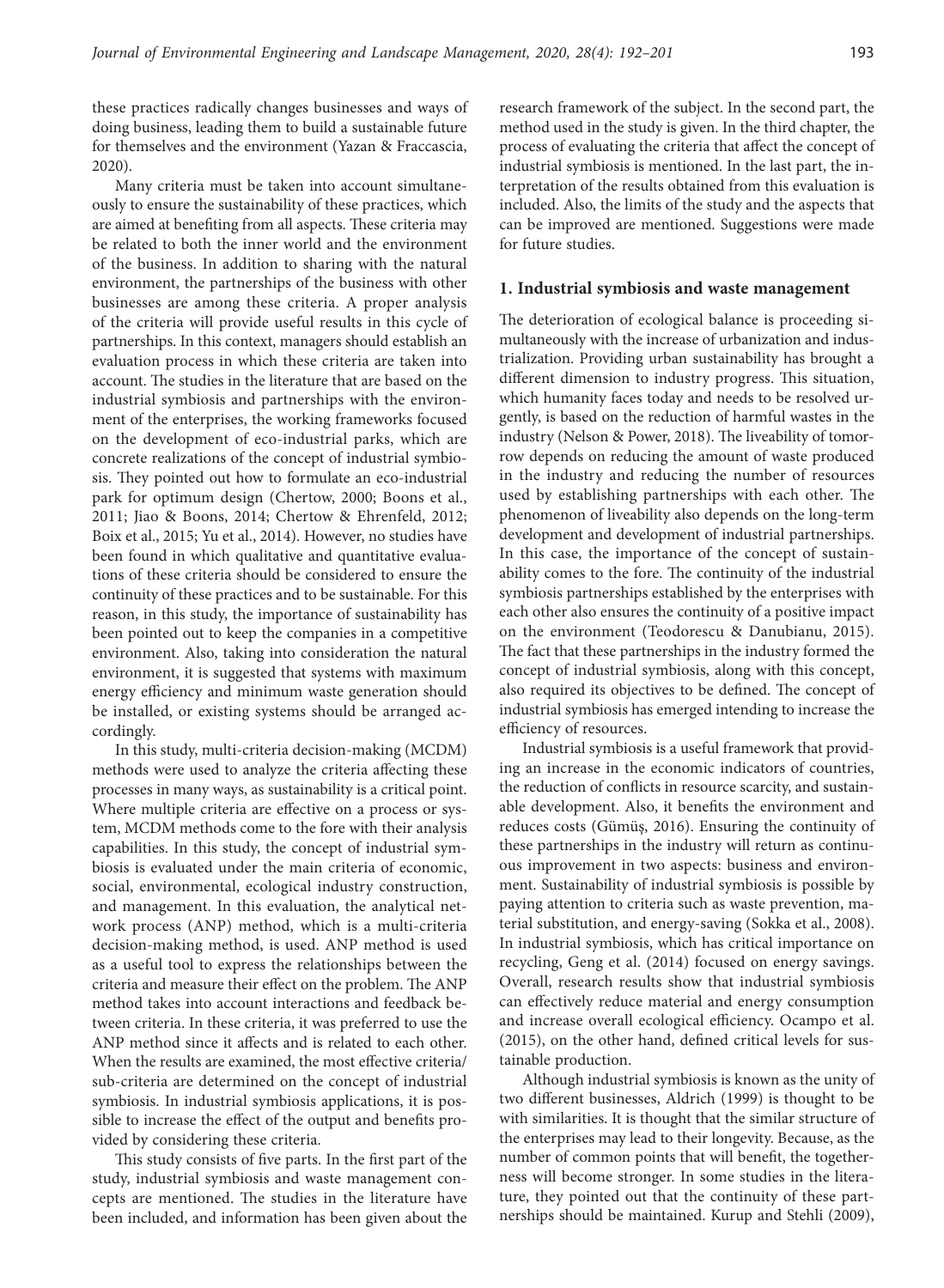these practices radically changes businesses and ways of doing business, leading them to build a sustainable future for themselves and the environment (Yazan & Fraccascia, 2020).

Many criteria must be taken into account simultaneously to ensure the sustainability of these practices, which are aimed at benefiting from all aspects. These criteria may be related to both the inner world and the environment of the business. In addition to sharing with the natural environment, the partnerships of the business with other businesses are among these criteria. A proper analysis of the criteria will provide useful results in this cycle of partnerships. In this context, managers should establish an evaluation process in which these criteria are taken into account. The studies in the literature that are based on the industrial symbiosis and partnerships with the environment of the enterprises, the working frameworks focused on the development of eco-industrial parks, which are concrete realizations of the concept of industrial symbiosis. They pointed out how to formulate an eco-industrial park for optimum design (Chertow, 2000; Boons et al., 2011; Jiao & Boons, 2014; Chertow & Ehrenfeld, 2012; Boix et al., 2015; Yu et al., 2014). However, no studies have been found in which qualitative and quantitative evaluations of these criteria should be considered to ensure the continuity of these practices and to be sustainable. For this reason, in this study, the importance of sustainability has been pointed out to keep the companies in a competitive environment. Also, taking into consideration the natural environment, it is suggested that systems with maximum energy efficiency and minimum waste generation should be installed, or existing systems should be arranged accordingly.

In this study, multi-criteria decision-making (MCDM) methods were used to analyze the criteria affecting these processes in many ways, as sustainability is a critical point. Where multiple criteria are effective on a process or system, MCDM methods come to the fore with their analysis capabilities. In this study, the concept of industrial symbiosis is evaluated under the main criteria of economic, social, environmental, ecological industry construction, and management. In this evaluation, the analytical network process (ANP) method, which is a multi-criteria decision-making method, is used. ANP method is used as a useful tool to express the relationships between the criteria and measure their effect on the problem. The ANP method takes into account interactions and feedback between criteria. In these criteria, it was preferred to use the ANP method since it affects and is related to each other. When the results are examined, the most effective criteria/sub-criteria are determined on the concept of industrial symbiosis. In industrial symbiosis applications, it is possible to increase the effect of the output and benefits provided by considering these criteria.

This study consists of five parts. In the first part of the study, industrial symbiosis and waste management concepts are mentioned. The studies in the literature have been included, and information has been given about the research framework of the subject. In the second part, the method used in the study is given. In the third chapter, the process of evaluating the criteria that affect the concept of industrial symbiosis is mentioned. In the last part, the interpretation of the results obtained from this evaluation is included. Also, the limits of the study and the aspects that can be improved are mentioned. Suggestions were made for future studies.

## 1. Industrial symbiosis and waste management

The deterioration of ecological balance is proceeding simultaneously with the increase of urbanization and industrialization. Providing urban sustainability has brought a different dimension to industry progress. This situation, which humanity faces today and needs to be resolved urgently, is based on the reduction of harmful wastes in the industry (Nelson & Power, 2018). The liveability of tomorrow depends on reducing the amount of waste produced in the industry and reducing the number of resources used by establishing partnerships with each other. The phenomenon of liveability also depends on the long-term development and development of industrial partnerships. In this case, the importance of the concept of sustainability comes to the fore. The continuity of the industrial symbiosis partnerships established by the enterprises with each other also ensures the continuity of a positive impact on the environment (Teodorescu & Danubianu, 2015). The fact that these partnerships in the industry formed the concept of industrial symbiosis, along with this concept, also required its objectives to be defined. The concept of industrial symbiosis has emerged intending to increase the efficiency of resources.

Industrial symbiosis is a useful framework that providing an increase in the economic indicators of countries, the reduction of conflicts in resource scarcity, and sustainable development. Also, it benefits the environment and reduces costs (Gümüş, 2016). Ensuring the continuity of these partnerships in the industry will return as continuous improvement in two aspects: business and environment. Sustainability of industrial symbiosis is possible by paying attention to criteria such as waste prevention, material substitution, and energy-saving (Sokka et al., 2008). In industrial symbiosis, which has critical importance on recycling, Geng et al. (2014) focused on energy savings. Overall, research results show that industrial symbiosis can effectively reduce material and energy consumption and increase overall ecological efficiency. Ocampo et al. (2015), on the other hand, defined critical levels for sustainable production.

Although industrial symbiosis is known as the unity of two different businesses, Aldrich (1999) is thought to be with similarities. It is thought that the similar structure of the enterprises may lead to their longevity. Because, as the number of common points that will benefit, the togetherness will become stronger. In some studies in the literature, they pointed out that the continuity of these partnerships should be maintained. Kurup and Stehli (2009),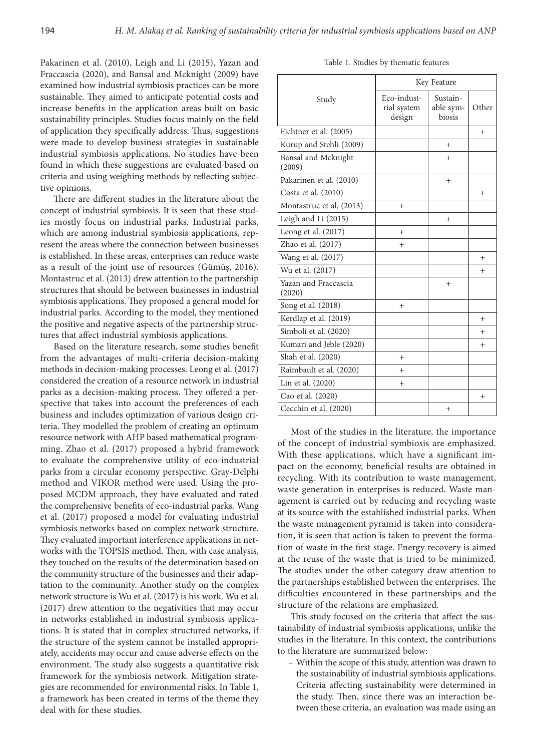Pakarinen et al. (2010), Leigh and Li (2015), Yazan and Fraccascia (2020), and Bansal and Mcknight (2009) have examined how industrial symbiosis practices can be more sustainable. They aimed to anticipate potential costs and increase benefits in the application areas built on basic sustainability principles. Studies focus mainly on the field of application they specifically address. Thus, suggestions were made to develop business strategies in sustainable industrial symbiosis applications. No studies have been found in which these suggestions are evaluated based on criteria and using weighing methods by reflecting subjective opinions.

There are different studies in the literature about the concept of industrial symbiosis. It is seen that these studies mostly focus on industrial parks. Industrial parks, which are among industrial symbiosis applications, represent the areas where the connection between businesses is established. In these areas, enterprises can reduce waste as a result of the joint use of resources (Gümüş, 2016). Montastruc et al. (2013) drew attention to the partnership structures that should be between businesses in industrial symbiosis applications. They proposed a general model for industrial parks. According to the model, they mentioned the positive and negative aspects of the partnership structures that affect industrial symbiosis applications.

Based on the literature research, some studies benefit from the advantages of multi-criteria decision-making methods in decision-making processes. Leong et al. (2017) considered the creation of a resource network in industrial parks as a decision-making process. They offered a perspective that takes into account the preferences of each business and includes optimization of various design criteria. They modelled the problem of creating an optimum resource network with AHP based mathematical programming. Zhao et al. (2017) proposed a hybrid framework to evaluate the comprehensive utility of eco-industrial parks from a circular economy perspective. Gray-Delphi method and VIKOR method were used. Using the proposed MCDM approach, they have evaluated and rated the comprehensive benefits of eco-industrial parks. Wang et al. (2017) proposed a model for evaluating industrial symbiosis networks based on complex network structure. They evaluated important interference applications in networks with the TOPSIS method. Then, with case analysis, they touched on the results of the determination based on the community structure of the businesses and their adaptation to the community. Another study on the complex network structure is Wu et al. (2017) is his work. Wu et al. (2017) drew attention to the negativities that may occur in networks established in industrial symbiosis applications. It is stated that in complex structured networks, if the structure of the system cannot be installed appropriately, accidents may occur and cause adverse effects on the environment. The study also suggests a quantitative risk framework for the symbiosis network. Mitigation strategies are recommended for environmental risks. In Table 1, a framework has been created in terms of the theme they deal with for these studies.

Table 1. Studies by thematic features

| Study | Key Feature | | |
|---|---|---|---|
| | Eco-industrial system design | Sustainable symbiosis | Other |
| Fichtner et al. (2005) | | | + |
| Kurup and Stehli (2009) | | + | |
| Bansal and Mcknight (2009) | | + | |
| Pakarinen et al. (2010) | | + | |
| Costa et al. (2010) | | | + |
| Montastruc et al. (2013) | + | | |
| Leigh and Li (2015) | | + | |
| Leong et al. (2017) | + | | |
| Zhao et al. (2017) | + | | |
| Wang et al. (2017) | | | + |
| Wu et al. (2017) | | | + |
| Yazan and Fraccascia (2020) | | + | |
| Song et al. (2018) | + | | |
| Kerdlap et al. (2019) | | | + |
| Simboli et al. (2020) | | | + |
| Kumari and Jeble (2020) | | | + |
| Shah et al. (2020) | + | | |
| Raimbault et al. (2020) | + | | |
| Lin et al. (2020) | + | | |
| Cao et al. (2020) | | | + |
| Cecchin et al. (2020) | | + | |

Most of the studies in the literature, the importance of the concept of industrial symbiosis are emphasized. With these applications, which have a significant impact on the economy, beneficial results are obtained in recycling. With its contribution to waste management, waste generation in enterprises is reduced. Waste management is carried out by reducing and recycling waste at its source with the established industrial parks. When the waste management pyramid is taken into consideration, it is seen that action is taken to prevent the formation of waste in the first stage. Energy recovery is aimed at the reuse of the waste that is tried to be minimized. The studies under the other category draw attention to the partnerships established between the enterprises. The difficulties encountered in these partnerships and the structure of the relations are emphasized.

This study focused on the criteria that affect the sustainability of industrial symbiosis applications, unlike the studies in the literature. In this context, the contributions to the literature are summarized below:

- Within the scope of this study, attention was drawn to the sustainability of industrial symbiosis applications. Criteria affecting sustainability were determined in the study. Then, since there was an interaction between these criteria, an evaluation was made using an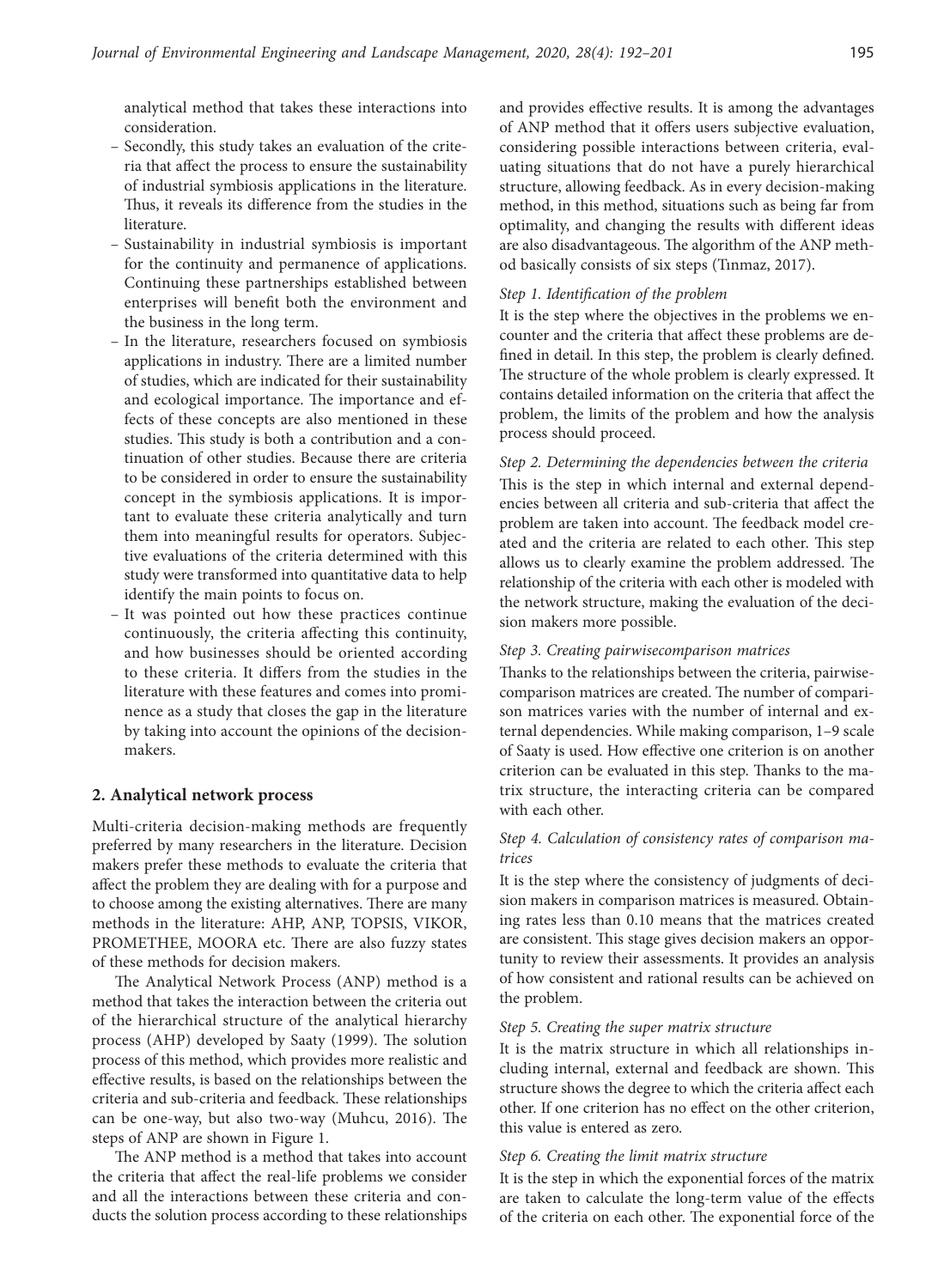analytical method that takes these interactions into consideration.

- Secondly, this study takes an evaluation of the criteria that affect the process to ensure the sustainability of industrial symbiosis applications in the literature. Thus, it reveals its difference from the studies in the literature.
- Sustainability in industrial symbiosis is important for the continuity and permanence of applications. Continuing these partnerships established between enterprises will benefit both the environment and the business in the long term.
- In the literature, researchers focused on symbiosis applications in industry. There are a limited number of studies, which are indicated for their sustainability and ecological importance. The importance and effects of these concepts are also mentioned in these studies. This study is both a contribution and a continuation of other studies. Because there are criteria to be considered in order to ensure the sustainability concept in the symbiosis applications. It is important to evaluate these criteria analytically and turn them into meaningful results for operators. Subjective evaluations of the criteria determined with this study were transformed into quantitative data to help identify the main points to focus on.
- It was pointed out how these practices continue continuously, the criteria affecting this continuity, and how businesses should be oriented according to these criteria. It differs from the studies in the literature with these features and comes into prominence as a study that closes the gap in the literature by taking into account the opinions of the decision-makers.

## 2. Analytical network process

Multi-criteria decision-making methods are frequently preferred by many researchers in the literature. Decision makers prefer these methods to evaluate the criteria that affect the problem they are dealing with for a purpose and to choose among the existing alternatives. There are many methods in the literature: AHP, ANP, TOPSIS, VIKOR, PROMETHEE, MOORA etc. There are also fuzzy states of these methods for decision makers.

The Analytical Network Process (ANP) method is a method that takes the interaction between the criteria out of the hierarchical structure of the analytical hierarchy process (AHP) developed by Saaty (1999). The solution process of this method, which provides more realistic and effective results, is based on the relationships between the criteria and sub-criteria and feedback. These relationships can be one-way, but also two-way (Muhcu, 2016). The steps of ANP are shown in Figure 1.

The ANP method is a method that takes into account the criteria that affect the real-life problems we consider and all the interactions between these criteria and conducts the solution process according to these relationships and provides effective results. It is among the advantages of ANP method that it offers users subjective evaluation, considering possible interactions between criteria, evaluating situations that do not have a purely hierarchical structure, allowing feedback. As in every decision-making method, in this method, situations such as being far from optimality, and changing the results with different ideas are also disadvantageous. The algorithm of the ANP method basically consists of six steps (Tınmaz, 2017).

*Step 1. Identification of the problem*

It is the step where the objectives in the problems we encounter and the criteria that affect these problems are defined in detail. In this step, the problem is clearly defined. The structure of the whole problem is clearly expressed. It contains detailed information on the criteria that affect the problem, the limits of the problem and how the analysis process should proceed.

*Step 2. Determining the dependencies between the criteria*

This is the step in which internal and external dependencies between all criteria and sub-criteria that affect the problem are taken into account. The feedback model created and the criteria are related to each other. This step allows us to clearly examine the problem addressed. The relationship of the criteria with each other is modeled with the network structure, making the evaluation of the decision makers more possible.

*Step 3. Creating pairwisecomparison matrices*

Thanks to the relationships between the criteria, pairwisecomparison matrices are created. The number of comparison matrices varies with the number of internal and external dependencies. While making comparison, 1–9 scale of Saaty is used. How effective one criterion is on another criterion can be evaluated in this step. Thanks to the matrix structure, the interacting criteria can be compared with each other.

*Step 4. Calculation of consistency rates of comparison matrices*

It is the step where the consistency of judgments of decision makers in comparison matrices is measured. Obtaining rates less than 0.10 means that the matrices created are consistent. This stage gives decision makers an opportunity to review their assessments. It provides an analysis of how consistent and rational results can be achieved on the problem.

*Step 5. Creating the super matrix structure*

It is the matrix structure in which all relationships including internal, external and feedback are shown. This structure shows the degree to which the criteria affect each other. If one criterion has no effect on the other criterion, this value is entered as zero.

*Step 6. Creating the limit matrix structure*

It is the step in which the exponential forces of the matrix are taken to calculate the long-term value of the effects of the criteria on each other. The exponential force of the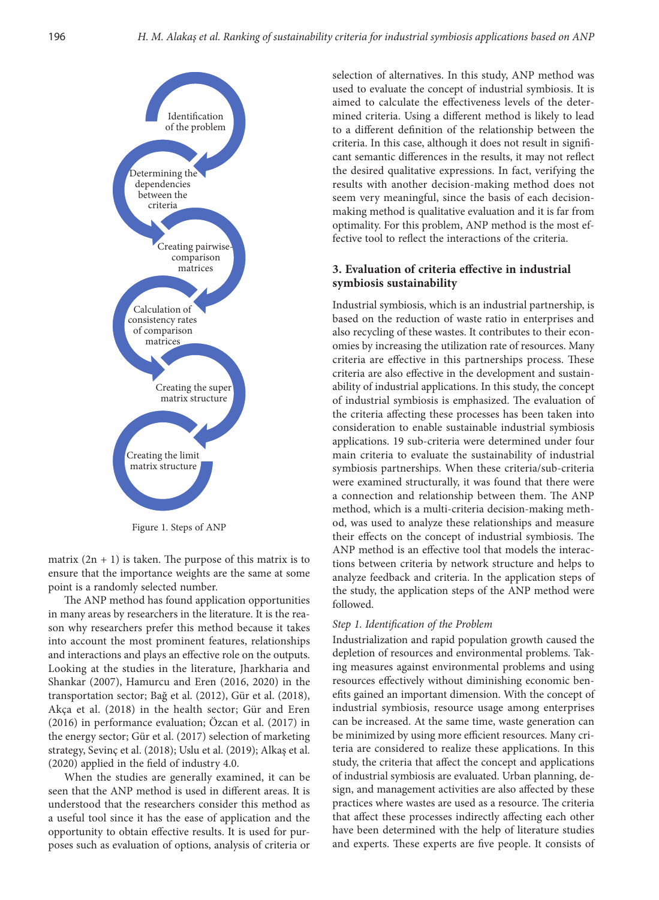Identification of the problem

Determining the dependencies between the criteria

Creating pairwise-comparison matrices

Calculation of consistency rates of comparison matrices

Creating the super matrix structure

Creating the limit matrix structure

Figure 1. Steps of ANP

matrix $(2n + 1)$ is taken. The purpose of this matrix is to ensure that the importance weights are the same at some point is a randomly selected number.

The ANP method has found application opportunities in many areas by researchers in the literature. It is the reason why researchers prefer this method because it takes into account the most prominent features, relationships and interactions and plays an effective role on the outputs. Looking at the studies in the literature, Jharkharia and Shankar (2007), Hamurcu and Eren (2016, 2020) in the transportation sector; Bağ et al. (2012), Gür et al. (2018), Akça et al. (2018) in the health sector; Gür and Eren (2016) in performance evaluation; Özcan et al. (2017) in the energy sector; Gür et al. (2017) selection of marketing strategy, Sevinç et al. (2018); Uslu et al. (2019); Alkaş et al. (2020) applied in the field of industry 4.0.

When the studies are generally examined, it can be seen that the ANP method is used in different areas. It is understood that the researchers consider this method as a useful tool since it has the ease of application and the opportunity to obtain effective results. It is used for purposes such as evaluation of options, analysis of criteria or selection of alternatives. In this study, ANP method was used to evaluate the concept of industrial symbiosis. It is aimed to calculate the effectiveness levels of the determined criteria. Using a different method is likely to lead to a different definition of the relationship between the criteria. In this case, although it does not result in significant semantic differences in the results, it may not reflect the desired qualitative expressions. In fact, verifying the results with another decision-making method does not seem very meaningful, since the basis of each decision-making method is qualitative evaluation and it is far from optimality. For this problem, ANP method is the most effective tool to reflect the interactions of the criteria.

## 3. Evaluation of criteria effective in industrial symbiosis sustainability

Industrial symbiosis, which is an industrial partnership, is based on the reduction of waste ratio in enterprises and also recycling of these wastes. It contributes to their economies by increasing the utilization rate of resources. Many criteria are effective in this partnerships process. These criteria are also effective in the development and sustainability of industrial applications. In this study, the concept of industrial symbiosis is emphasized. The evaluation of the criteria affecting these processes has been taken into consideration to enable sustainable industrial symbiosis applications. 19 sub-criteria were determined under four main criteria to evaluate the sustainability of industrial symbiosis partnerships. When these criteria/sub-criteria were examined structurally, it was found that there were a connection and relationship between them. The ANP method, which is a multi-criteria decision-making method, was used to analyze these relationships and measure their effects on the concept of industrial symbiosis. The ANP method is an effective tool that models the interactions between criteria by network structure and helps to analyze feedback and criteria. In the application steps of the study, the application steps of the ANP method were followed.

### *Step 1. Identification of the Problem*

Industrialization and rapid population growth caused the depletion of resources and environmental problems. Taking measures against environmental problems and using resources effectively without diminishing economic benefits gained an important dimension. With the concept of industrial symbiosis, resource usage among enterprises can be increased. At the same time, waste generation can be minimized by using more efficient resources. Many criteria are considered to realize these applications. In this study, the criteria that affect the concept and applications of industrial symbiosis are evaluated. Urban planning, design, and management activities are also affected by these practices where wastes are used as a resource. The criteria that affect these processes indirectly affecting each other have been determined with the help of literature studies and experts. These experts are five people. It consists of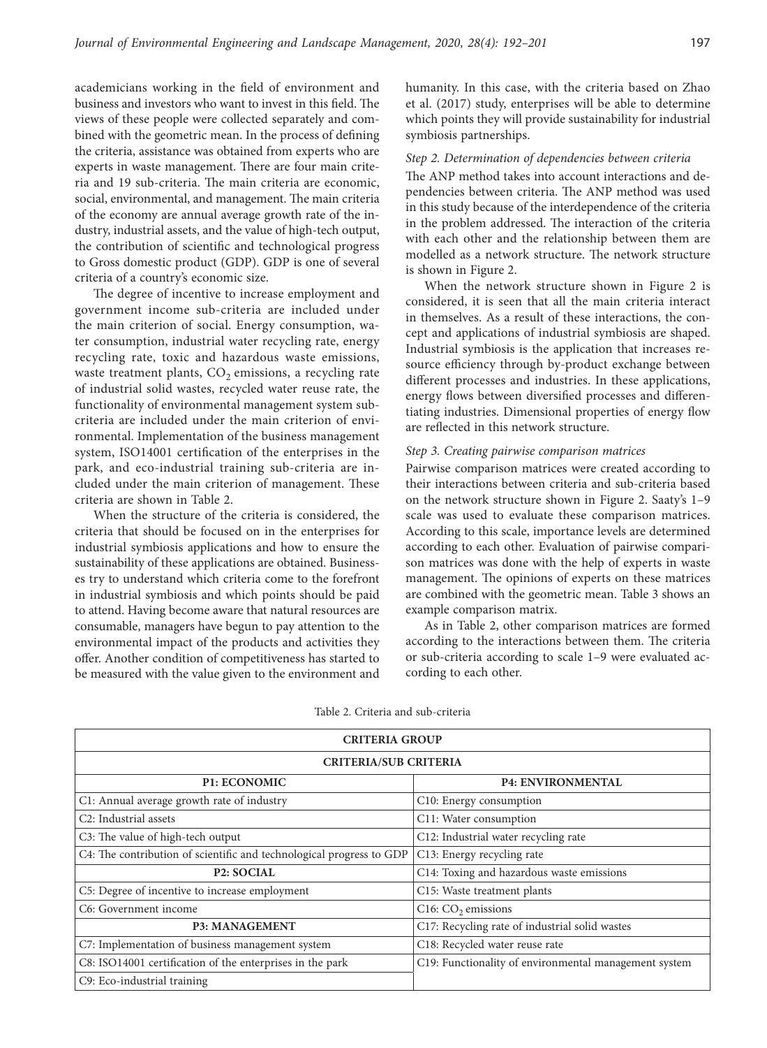academicians working in the field of environment and business and investors who want to invest in this field. The views of these people were collected separately and combined with the geometric mean. In the process of defining the criteria, assistance was obtained from experts who are experts in waste management. There are four main criteria and 19 sub-criteria. The main criteria are economic, social, environmental, and management. The main criteria of the economy are annual average growth rate of the industry, industrial assets, and the value of high-tech output, the contribution of scientific and technological progress to Gross domestic product (GDP). GDP is one of several criteria of a country's economic size.

The degree of incentive to increase employment and government income sub-criteria are included under the main criterion of social. Energy consumption, water consumption, industrial water recycling rate, energy recycling rate, toxic and hazardous waste emissions, waste treatment plants, $CO_2$ emissions, a recycling rate of industrial solid wastes, recycled water reuse rate, the functionality of environmental management system sub-criteria are included under the main criterion of environmental. Implementation of the business management system, ISO14001 certification of the enterprises in the park, and eco-industrial training sub-criteria are included under the main criterion of management. These criteria are shown in Table 2.

When the structure of the criteria is considered, the criteria that should be focused on in the enterprises for industrial symbiosis applications and how to ensure the sustainability of these applications are obtained. Businesses try to understand which criteria come to the forefront in industrial symbiosis and which points should be paid to attend. Having become aware that natural resources are consumable, managers have begun to pay attention to the environmental impact of the products and activities they offer. Another condition of competitiveness has started to be measured with the value given to the environment and humanity. In this case, with the criteria based on Zhao et al. (2017) study, enterprises will be able to determine which points they will provide sustainability for industrial symbiosis partnerships.

*Step 2. Determination of dependencies between criteria*

The ANP method takes into account interactions and dependencies between criteria. The ANP method was used in this study because of the interdependence of the criteria in the problem addressed. The interaction of the criteria with each other and the relationship between them are modelled as a network structure. The network structure is shown in Figure 2.

When the network structure shown in Figure 2 is considered, it is seen that all the main criteria interact in themselves. As a result of these interactions, the concept and applications of industrial symbiosis are shaped. Industrial symbiosis is the application that increases resource efficiency through by-product exchange between different processes and industries. In these applications, energy flows between diversified processes and differentiating industries. Dimensional properties of energy flow are reflected in this network structure.

*Step 3. Creating pairwise comparison matrices*

Pairwise comparison matrices were created according to their interactions between criteria and sub-criteria based on the network structure shown in Figure 2. Saaty's 1–9 scale was used to evaluate these comparison matrices. According to this scale, importance levels are determined according to each other. Evaluation of pairwise comparison matrices was done with the help of experts in waste management. The opinions of experts on these matrices are combined with the geometric mean. Table 3 shows an example comparison matrix.

As in Table 2, other comparison matrices are formed according to the interactions between them. The criteria or sub-criteria according to scale 1–9 were evaluated according to each other.

Table 2. Criteria and sub-criteria

| CRITERIA GROUP | |
|---|---|
| **CRITERIA/SUB CRITERIA** | |
| **P1: ECONOMIC** | **P4: ENVIRONMENTAL** |
| C1: Annual average growth rate of industry | C10: Energy consumption |
| C2: Industrial assets | C11: Water consumption |
| C3: The value of high-tech output | C12: Industrial water recycling rate |
| C4: The contribution of scientific and technological progress to GDP | C13: Energy recycling rate |
| **P2: SOCIAL** | C14: Toxing and hazardous waste emissions |
| C5: Degree of incentive to increase employment | C15: Waste treatment plants |
| C6: Government income | C16: $CO_2$ emissions |
| **P3: MANAGEMENT** | C17: Recycling rate of industrial solid wastes |
| C7: Implementation of business management system | C18: Recycled water reuse rate |
| C8: ISO14001 certification of the enterprises in the park | C19: Functionality of environmental management system |
| C9: Eco-industrial training | |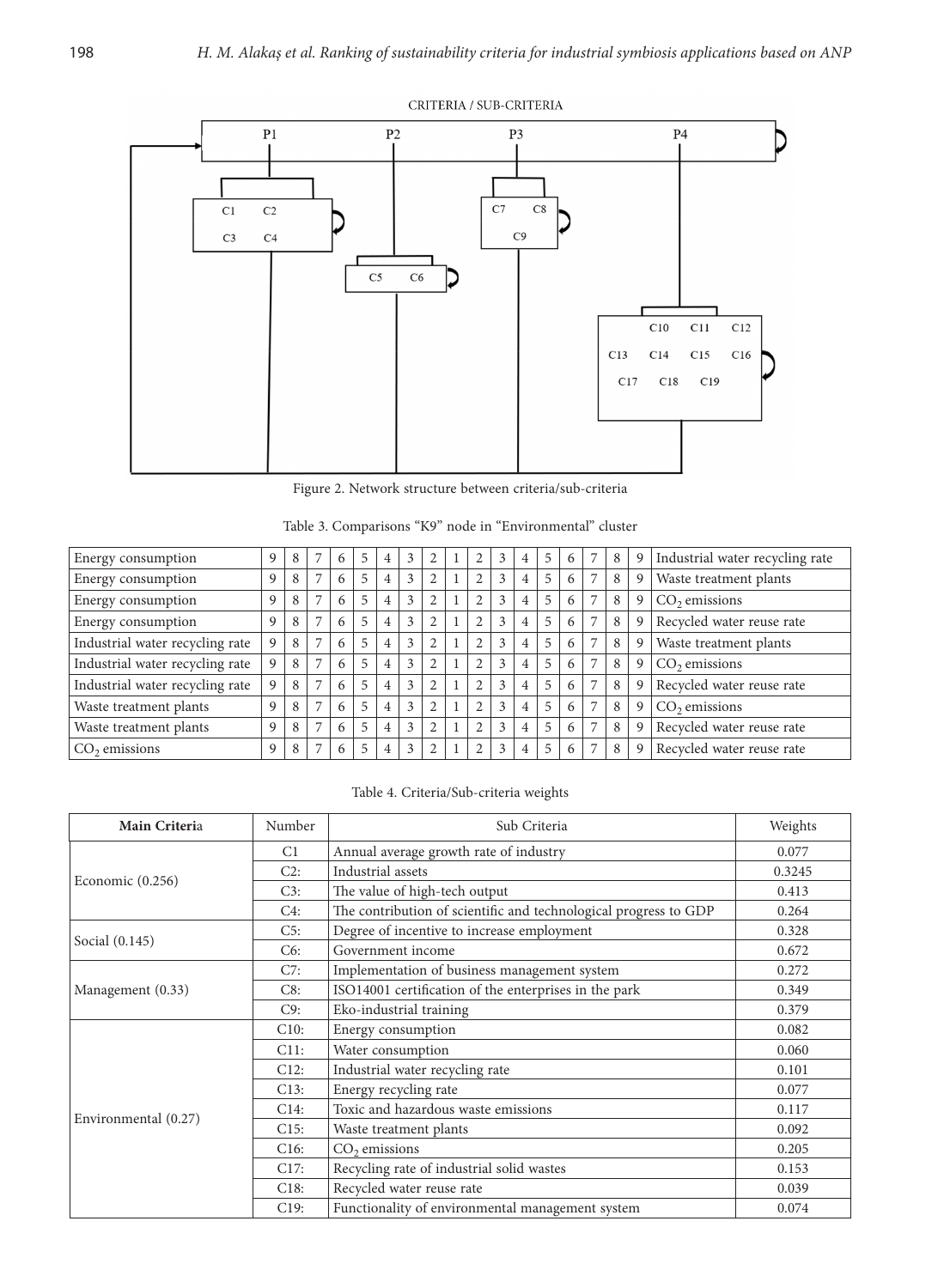CRITERIA / SUB-CRITERIA

P1 P2 P3 P4

C1 C2 C3 C4

C5 C6

C7 C8 C9

C10 C11 C12 C13 C14 C15 C16 C17 C18 C19

Figure 2. Network structure between criteria/sub-criteria

Table 3. Comparisons "K9" node in "Environmental" cluster

| Energy consumption | 9 | 8 | 7 | 6 | 5 | 4 | 3 | 2 | 1 | 2 | 3 | 4 | 5 | 6 | 7 | 8 | 9 | Industrial water recycling rate |
|---|---|---|---|---|---|---|---|---|---|---|---|---|---|---|---|---|---|---|
| Energy consumption | 9 | 8 | 7 | 6 | 5 | 4 | 3 | 2 | 1 | 2 | 3 | 4 | 5 | 6 | 7 | 8 | 9 | Waste treatment plants |
| Energy consumption | 9 | 8 | 7 | 6 | 5 | 4 | 3 | 2 | 1 | 2 | 3 | 4 | 5 | 6 | 7 | 8 | 9 | $CO_2$ emissions |
| Energy consumption | 9 | 8 | 7 | 6 | 5 | 4 | 3 | 2 | 1 | 2 | 3 | 4 | 5 | 6 | 7 | 8 | 9 | Recycled water reuse rate |
| Industrial water recycling rate | 9 | 8 | 7 | 6 | 5 | 4 | 3 | 2 | 1 | 2 | 3 | 4 | 5 | 6 | 7 | 8 | 9 | Waste treatment plants |
| Industrial water recycling rate | 9 | 8 | 7 | 6 | 5 | 4 | 3 | 2 | 1 | 2 | 3 | 4 | 5 | 6 | 7 | 8 | 9 | $CO_2$ emissions |
| Industrial water recycling rate | 9 | 8 | 7 | 6 | 5 | 4 | 3 | 2 | 1 | 2 | 3 | 4 | 5 | 6 | 7 | 8 | 9 | Recycled water reuse rate |
| Waste treatment plants | 9 | 8 | 7 | 6 | 5 | 4 | 3 | 2 | 1 | 2 | 3 | 4 | 5 | 6 | 7 | 8 | 9 | $CO_2$ emissions |
| Waste treatment plants | 9 | 8 | 7 | 6 | 5 | 4 | 3 | 2 | 1 | 2 | 3 | 4 | 5 | 6 | 7 | 8 | 9 | Recycled water reuse rate |
| $CO_2$ emissions | 9 | 8 | 7 | 6 | 5 | 4 | 3 | 2 | 1 | 2 | 3 | 4 | 5 | 6 | 7 | 8 | 9 | Recycled water reuse rate |

Table 4. Criteria/Sub-criteria weights

| Main Criteria | Number | Sub Criteria | Weights |
|---|---|---|---|
| Economic (0.256) | C1 | Annual average growth rate of industry | 0.077 |
| | C2: | Industrial assets | 0.3245 |
| | C3: | The value of high-tech output | 0.413 |
| | C4: | The contribution of scientific and technological progress to GDP | 0.264 |
| Social (0.145) | C5: | Degree of incentive to increase employment | 0.328 |
| | C6: | Government income | 0.672 |
| Management (0.33) | C7: | Implementation of business management system | 0.272 |
| | C8: | ISO14001 certification of the enterprises in the park | 0.349 |
| | C9: | Eko-industrial training | 0.379 |
| Environmental (0.27) | C10: | Energy consumption | 0.082 |
| | C11: | Water consumption | 0.060 |
| | C12: | Industrial water recycling rate | 0.101 |
| | C13: | Energy recycling rate | 0.077 |
| | C14: | Toxic and hazardous waste emissions | 0.117 |
| | C15: | Waste treatment plants | 0.092 |
| | C16: | $CO_2$ emissions | 0.205 |
| | C17: | Recycling rate of industrial solid wastes | 0.153 |
| | C18: | Recycled water reuse rate | 0.039 |
| | C19: | Functionality of environmental management system | 0.074 |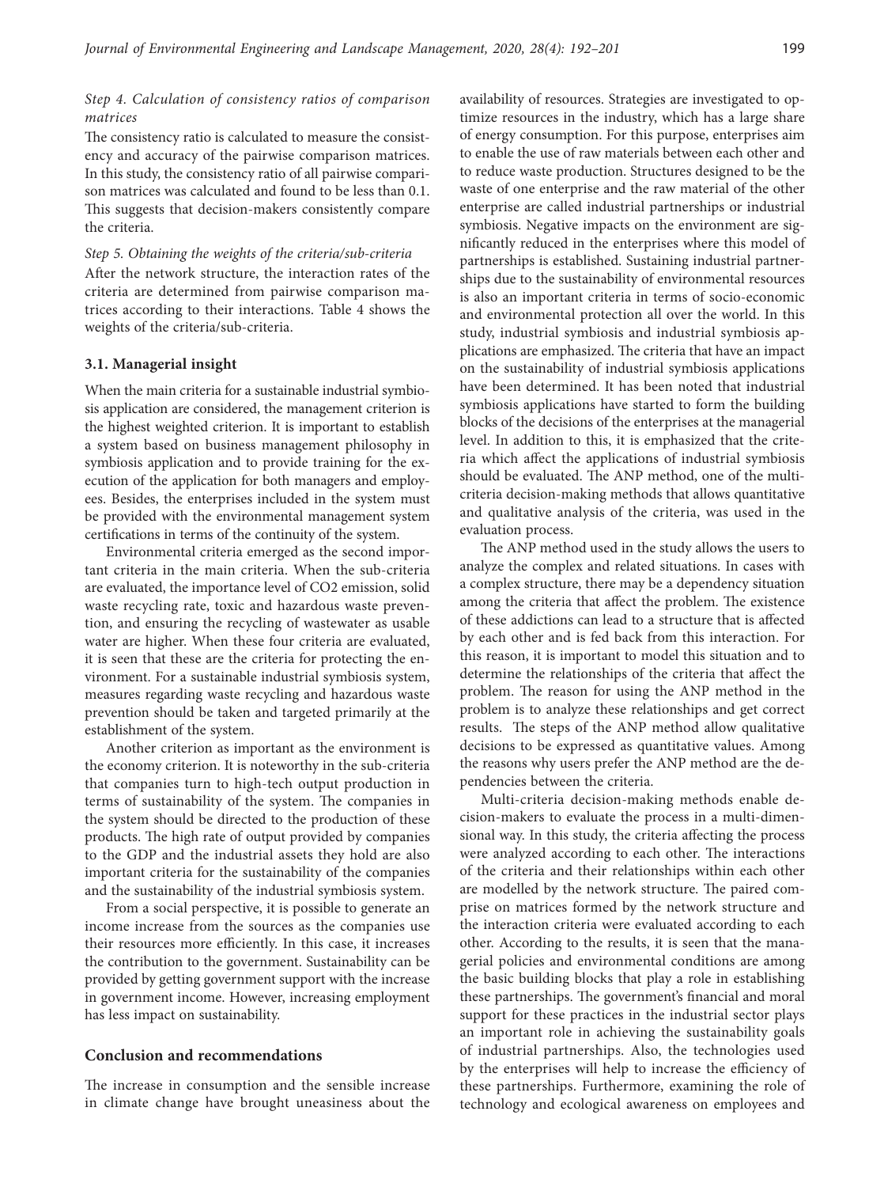*Step 4. Calculation of consistency ratios of comparison matrices*

The consistency ratio is calculated to measure the consistency and accuracy of the pairwise comparison matrices. In this study, the consistency ratio of all pairwise comparison matrices was calculated and found to be less than 0.1. This suggests that decision-makers consistently compare the criteria.

*Step 5. Obtaining the weights of the criteria/sub-criteria*

After the network structure, the interaction rates of the criteria are determined from pairwise comparison matrices according to their interactions. Table 4 shows the weights of the criteria/sub-criteria.

### 3.1. Managerial insight

When the main criteria for a sustainable industrial symbiosis application are considered, the management criterion is the highest weighted criterion. It is important to establish a system based on business management philosophy in symbiosis application and to provide training for the execution of the application for both managers and employees. Besides, the enterprises included in the system must be provided with the environmental management system certifications in terms of the continuity of the system.

Environmental criteria emerged as the second important criteria in the main criteria. When the sub-criteria are evaluated, the importance level of $CO_2$ emission, solid waste recycling rate, toxic and hazardous waste prevention, and ensuring the recycling of wastewater as usable water are higher. When these four criteria are evaluated, it is seen that these are the criteria for protecting the environment. For a sustainable industrial symbiosis system, measures regarding waste recycling and hazardous waste prevention should be taken and targeted primarily at the establishment of the system.

Another criterion as important as the environment is the economy criterion. It is noteworthy in the sub-criteria that companies turn to high-tech output production in terms of sustainability of the system. The companies in the system should be directed to the production of these products. The high rate of output provided by companies to the GDP and the industrial assets they hold are also important criteria for the sustainability of the companies and the sustainability of the industrial symbiosis system.

From a social perspective, it is possible to generate an income increase from the sources as the companies use their resources more efficiently. In this case, it increases the contribution to the government. Sustainability can be provided by getting government support with the increase in government income. However, increasing employment has less impact on sustainability.

## Conclusion and recommendations

The increase in consumption and the sensible increase in climate change have brought uneasiness about the availability of resources. Strategies are investigated to optimize resources in the industry, which has a large share of energy consumption. For this purpose, enterprises aim to enable the use of raw materials between each other and to reduce waste production. Structures designed to be the waste of one enterprise and the raw material of the other enterprise are called industrial partnerships or industrial symbiosis. Negative impacts on the environment are significantly reduced in the enterprises where this model of partnerships is established. Sustaining industrial partnerships due to the sustainability of environmental resources is also an important criteria in terms of socio-economic and environmental protection all over the world. In this study, industrial symbiosis and industrial symbiosis applications are emphasized. The criteria that have an impact on the sustainability of industrial symbiosis applications have been determined. It has been noted that industrial symbiosis applications have started to form the building blocks of the decisions of the enterprises at the managerial level. In addition to this, it is emphasized that the criteria which affect the applications of industrial symbiosis should be evaluated. The ANP method, one of the multi-criteria decision-making methods that allows quantitative and qualitative analysis of the criteria, was used in the evaluation process.

The ANP method used in the study allows the users to analyze the complex and related situations. In cases with a complex structure, there may be a dependency situation among the criteria that affect the problem. The existence of these addictions can lead to a structure that is affected by each other and is fed back from this interaction. For this reason, it is important to model this situation and to determine the relationships of the criteria that affect the problem. The reason for using the ANP method in the problem is to analyze these relationships and get correct results. The steps of the ANP method allow qualitative decisions to be expressed as quantitative values. Among the reasons why users prefer the ANP method are the dependencies between the criteria.

Multi-criteria decision-making methods enable decision-makers to evaluate the process in a multi-dimensional way. In this study, the criteria affecting the process were analyzed according to each other. The interactions of the criteria and their relationships within each other are modelled by the network structure. The paired comprise on matrices formed by the network structure and the interaction criteria were evaluated according to each other. According to the results, it is seen that the managerial policies and environmental conditions are among the basic building blocks that play a role in establishing these partnerships. The government's financial and moral support for these practices in the industrial sector plays an important role in achieving the sustainability goals of industrial partnerships. Also, the technologies used by the enterprises will help to increase the efficiency of these partnerships. Furthermore, examining the role of technology and ecological awareness on employees and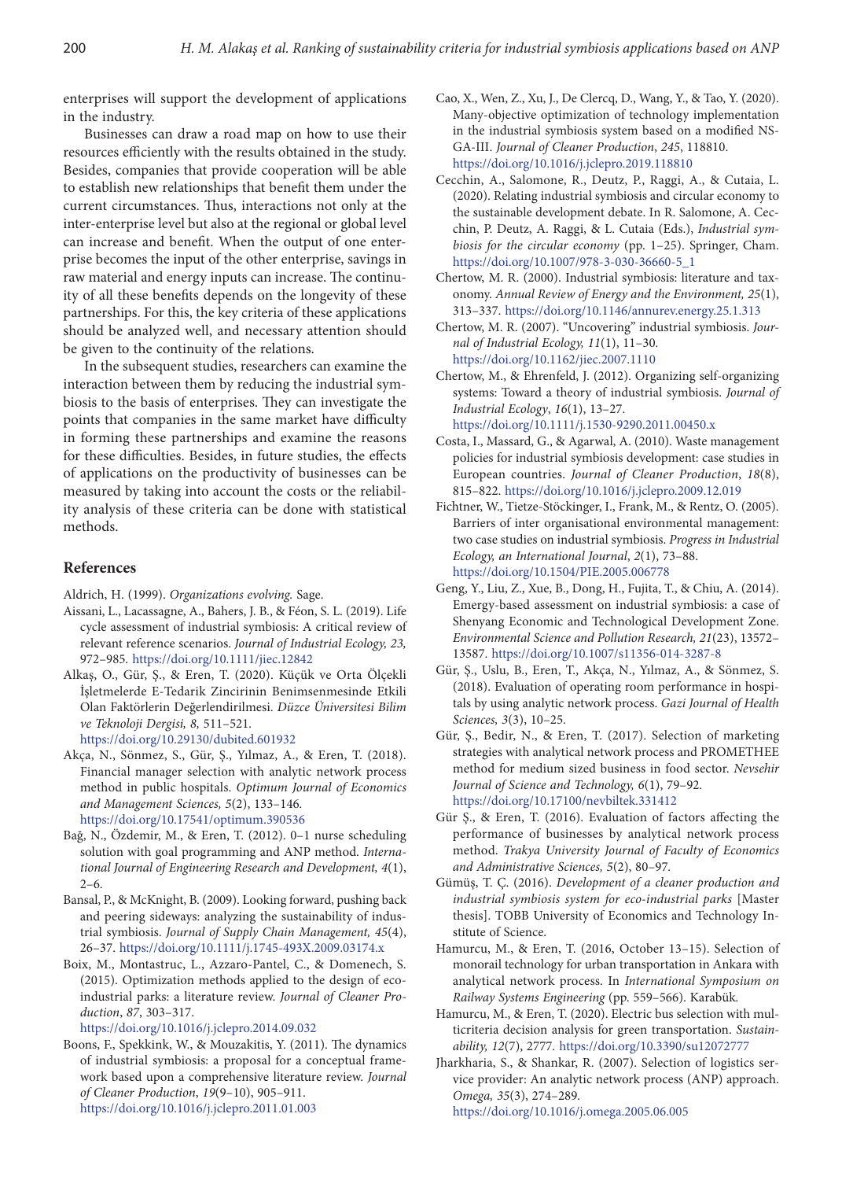enterprises will support the development of applications in the industry.

Businesses can draw a road map on how to use their resources efficiently with the results obtained in the study. Besides, companies that provide cooperation will be able to establish new relationships that benefit them under the current circumstances. Thus, interactions not only at the inter-enterprise level but also at the regional or global level can increase and benefit. When the output of one enterprise becomes the input of the other enterprise, savings in raw material and energy inputs can increase. The continuity of all these benefits depends on the longevity of these partnerships. For this, the key criteria of these applications should be analyzed well, and necessary attention should be given to the continuity of the relations.

In the subsequent studies, researchers can examine the interaction between them by reducing the industrial symbiosis to the basis of enterprises. They can investigate the points that companies in the same market have difficulty in forming these partnerships and examine the reasons for these difficulties. Besides, in future studies, the effects of applications on the productivity of businesses can be measured by taking into account the costs or the reliability analysis of these criteria can be done with statistical methods.

## References

Aldrich, H. (1999). *Organizations evolving.* Sage.

Aissani, L., Lacassagne, A., Bahers, J. B., & Féon, S. L. (2019). Life cycle assessment of industrial symbiosis: A critical review of relevant reference scenarios. *Journal of Industrial Ecology, 23,* 972–985. https://doi.org/10.1111/jiec.12842

Alkaş, O., Gür, Ş., & Eren, T. (2020). Küçük ve Orta Ölçekli İşletmelerde E-Tedarik Zincirinin Benimsenmesinde Etkili Olan Faktörlerin Değerlendirilmesi. *Düzce Üniversitesi Bilim ve Teknoloji Dergisi, 8,* 511–521. https://doi.org/10.29130/dubited.601932

Akça, N., Sönmez, S., Gür, Ş., Yılmaz, A., & Eren, T. (2018). Financial manager selection with analytic network process method in public hospitals. *Optimum Journal of Economics and Management Sciences, 5*(2), 133–146. https://doi.org/10.17541/optimum.390536

Bağ, N., Özdemir, M., & Eren, T. (2012). 0–1 nurse scheduling solution with goal programming and ANP method. *International Journal of Engineering Research and Development, 4*(1), 2–6.

Bansal, P., & McKnight, B. (2009). Looking forward, pushing back and peering sideways: analyzing the sustainability of industrial symbiosis. *Journal of Supply Chain Management, 45*(4), 26–37. https://doi.org/10.1111/j.1745-493X.2009.03174.x

Boix, M., Montastruc, L., Azzaro-Pantel, C., & Domenech, S. (2015). Optimization methods applied to the design of eco-industrial parks: a literature review. *Journal of Cleaner Production*, *87*, 303–317. https://doi.org/10.1016/j.jclepro.2014.09.032

Boons, F., Spekkink, W., & Mouzakitis, Y. (2011). The dynamics of industrial symbiosis: a proposal for a conceptual framework based upon a comprehensive literature review. *Journal of Cleaner Production*, *19*(9–10), 905–911. https://doi.org/10.1016/j.jclepro.2011.01.003

Cao, X., Wen, Z., Xu, J., De Clercq, D., Wang, Y., & Tao, Y. (2020). Many-objective optimization of technology implementation in the industrial symbiosis system based on a modified NSGA-III. *Journal of Cleaner Production*, *245*, 118810. https://doi.org/10.1016/j.jclepro.2019.118810

Cecchin, A., Salomone, R., Deutz, P., Raggi, A., & Cutaia, L. (2020). Relating industrial symbiosis and circular economy to the sustainable development debate. In R. Salomone, A. Cecchin, P. Deutz, A. Raggi, & L. Cutaia (Eds.), *Industrial symbiosis for the circular economy* (pp. 1–25). Springer, Cham. https://doi.org/10.1007/978-3-030-36660-5_1

Chertow, M. R. (2000). Industrial symbiosis: literature and taxonomy. *Annual Review of Energy and the Environment, 25*(1), 313–337. https://doi.org/10.1146/annurev.energy.25.1.313

Chertow, M. R. (2007). "Uncovering" industrial symbiosis. *Journal of Industrial Ecology, 11*(1), 11–30. https://doi.org/10.1162/jiec.2007.1110

Chertow, M., & Ehrenfeld, J. (2012). Organizing self-organizing systems: Toward a theory of industrial symbiosis. *Journal of Industrial Ecology*, *16*(1), 13–27. https://doi.org/10.1111/j.1530-9290.2011.00450.x

Costa, I., Massard, G., & Agarwal, A. (2010). Waste management policies for industrial symbiosis development: case studies in European countries. *Journal of Cleaner Production*, *18*(8), 815–822. https://doi.org/10.1016/j.jclepro.2009.12.019

Fichtner, W., Tietze-Stöckinger, I., Frank, M., & Rentz, O. (2005). Barriers of inter organisational environmental management: two case studies on industrial symbiosis. *Progress in Industrial Ecology, an International Journal*, *2*(1), 73–88. https://doi.org/10.1504/PIE.2005.006778

Geng, Y., Liu, Z., Xue, B., Dong, H., Fujita, T., & Chiu, A. (2014). Emergy-based assessment on industrial symbiosis: a case of Shenyang Economic and Technological Development Zone. *Environmental Science and Pollution Research, 21*(23), 13572–13587. https://doi.org/10.1007/s11356-014-3287-8

Gür, Ş., Uslu, B., Eren, T., Akça, N., Yılmaz, A., & Sönmez, S. (2018). Evaluation of operating room performance in hospitals by using analytic network process. *Gazi Journal of Health Sciences, 3*(3), 10–25.

Gür, Ş., Bedir, N., & Eren, T. (2017). Selection of marketing strategies with analytical network process and PROMETHEE method for medium sized business in food sector. *Nevsehir Journal of Science and Technology, 6*(1), 79–92. https://doi.org/10.17100/nevbiltek.331412

Gür Ş., & Eren, T. (2016). Evaluation of factors affecting the performance of businesses by analytical network process method. *Trakya University Journal of Faculty of Economics and Administrative Sciences, 5*(2), 80–97.

Gümüş, T. Ç. (2016). *Development of a cleaner production and industrial symbiosis system for eco-industrial parks* [Master thesis]. TOBB University of Economics and Technology Institute of Science.

Hamurcu, M., & Eren, T. (2016, October 13–15). Selection of monorail technology for urban transportation in Ankara with analytical network process. In *International Symposium on Railway Systems Engineering* (pp. 559–566). Karabük.

Hamurcu, M., & Eren, T. (2020). Electric bus selection with multicriteria decision analysis for green transportation. *Sustainability, 12*(7), 2777. https://doi.org/10.3390/su12072777

Jharkharia, S., & Shankar, R. (2007). Selection of logistics service provider: An analytic network process (ANP) approach. *Omega, 35*(3), 274–289. https://doi.org/10.1016/j.omega.2005.06.005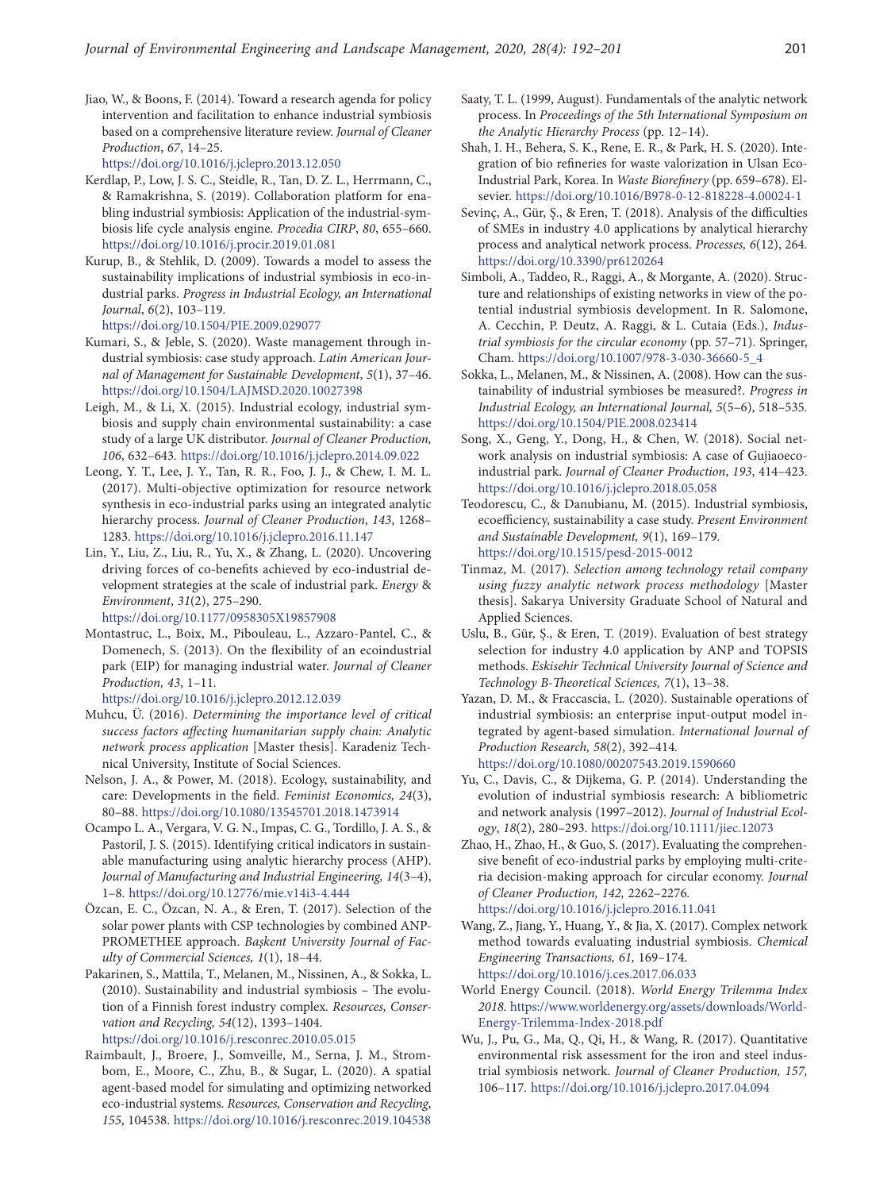Jiao, W., & Boons, F. (2014). Toward a research agenda for policy intervention and facilitation to enhance industrial symbiosis based on a comprehensive literature review. *Journal of Cleaner Production*, *67*, 14–25. https://doi.org/10.1016/j.jclepro.2013.12.050

Kerdlap, P., Low, J. S. C., Steidle, R., Tan, D. Z. L., Herrmann, C., & Ramakrishna, S. (2019). Collaboration platform for enabling industrial symbiosis: Application of the industrial-symbiosis life cycle analysis engine. *Procedia CIRP*, *80*, 655–660. https://doi.org/10.1016/j.procir.2019.01.081

Kurup, B., & Stehlik, D. (2009). Towards a model to assess the sustainability implications of industrial symbiosis in eco-industrial parks. *Progress in Industrial Ecology, an International Journal*, *6*(2), 103–119. https://doi.org/10.1504/PIE.2009.029077

Kumari, S., & Jeble, S. (2020). Waste management through industrial symbiosis: case study approach. *Latin American Journal of Management for Sustainable Development*, *5*(1), 37–46. https://doi.org/10.1504/LAJMSD.2020.10027398

Leigh, M., & Li, X. (2015). Industrial ecology, industrial symbiosis and supply chain environmental sustainability: a case study of a large UK distributor. *Journal of Cleaner Production, 106*, 632–643. https://doi.org/10.1016/j.jclepro.2014.09.022

Leong, Y. T., Lee, J. Y., Tan, R. R., Foo, J. J., & Chew, I. M. L. (2017). Multi-objective optimization for resource network synthesis in eco-industrial parks using an integrated analytic hierarchy process. *Journal of Cleaner Production*, *143*, 1268–1283. https://doi.org/10.1016/j.jclepro.2016.11.147

Lin, Y., Liu, Z., Liu, R., Yu, X., & Zhang, L. (2020). Uncovering driving forces of co-benefits achieved by eco-industrial development strategies at the scale of industrial park. *Energy & Environment*, *31*(2), 275–290. https://doi.org/10.1177/0958305X19857908

Montastruc, L., Boix, M., Pibouleau, L., Azzaro-Pantel, C., & Domenech, S. (2013). On the flexibility of an ecoindustrial park (EIP) for managing industrial water. *Journal of Cleaner Production, 43*, 1–11. https://doi.org/10.1016/j.jclepro.2012.12.039

Muhcu, Ü. (2016). *Determining the importance level of critical success factors affecting humanitarian supply chain: Analytic network process application* [Master thesis]. Karadeniz Technical University, Institute of Social Sciences.

Nelson, J. A., & Power, M. (2018). Ecology, sustainability, and care: Developments in the field. *Feminist Economics, 24*(3), 80–88. https://doi.org/10.1080/13545701.2018.1473914

Ocampo L. A., Vergara, V. G. N., Impas, C. G., Tordillo, J. A. S., & Pastoril, J. S. (2015). Identifying critical indicators in sustainable manufacturing using analytic hierarchy process (AHP). *Journal of Manufacturing and Industrial Engineering, 14*(3–4), 1–8. https://doi.org/10.12776/mie.v14i3-4.444

Özcan, E. C., Özcan, N. A., & Eren, T. (2017). Selection of the solar power plants with CSP technologies by combined ANP-PROMETHEE approach. *Başkent University Journal of Faculty of Commercial Sciences, 1*(1), 18–44.

Pakarinen, S., Mattila, T., Melanen, M., Nissinen, A., & Sokka, L. (2010). Sustainability and industrial symbiosis – The evolution of a Finnish forest industry complex. *Resources, Conservation and Recycling, 54*(12), 1393–1404. https://doi.org/10.1016/j.resconrec.2010.05.015

Raimbault, J., Broere, J., Somveille, M., Serna, J. M., Strombom, E., Moore, C., Zhu, B., & Sugar, L. (2020). A spatial agent-based model for simulating and optimizing networked eco-industrial systems. *Resources, Conservation and Recycling*, *155*, 104538. https://doi.org/10.1016/j.resconrec.2019.104538

Saaty, T. L. (1999, August). Fundamentals of the analytic network process. In *Proceedings of the 5th International Symposium on the Analytic Hierarchy Process* (pp. 12–14).

Shah, I. H., Behera, S. K., Rene, E. R., & Park, H. S. (2020). Integration of bio refineries for waste valorization in Ulsan Eco-Industrial Park, Korea. In *Waste Biorefinery* (pp. 659–678). Elsevier. https://doi.org/10.1016/B978-0-12-818228-4.00024-1

Sevinç, A., Gür, Ş., & Eren, T. (2018). Analysis of the difficulties of SMEs in industry 4.0 applications by analytical hierarchy process and analytical network process. *Processes, 6*(12), 264. https://doi.org/10.3390/pr6120264

Simboli, A., Taddeo, R., Raggi, A., & Morgante, A. (2020). Structure and relationships of existing networks in view of the potential industrial symbiosis development. In R. Salomone, A. Cecchin, P. Deutz, A. Raggi, & L. Cutaia (Eds.), *Industrial symbiosis for the circular economy* (pp. 57–71). Springer, Cham. https://doi.org/10.1007/978-3-030-36660-5_4

Sokka, L., Melanen, M., & Nissinen, A. (2008). How can the sustainability of industrial symbioses be measured?. *Progress in Industrial Ecology, an International Journal, 5*(5–6), 518–535. https://doi.org/10.1504/PIE.2008.023414

Song, X., Geng, Y., Dong, H., & Chen, W. (2018). Social network analysis on industrial symbiosis: A case of Gujiaoeco-industrial park. *Journal of Cleaner Production*, *193*, 414–423. https://doi.org/10.1016/j.jclepro.2018.05.058

Teodorescu, C., & Danubianu, M. (2015). Industrial symbiosis, ecoefficiency, sustainability a case study. *Present Environment and Sustainable Development, 9*(1), 169–179. https://doi.org/10.1515/pesd-2015-0012

Tinmaz, M. (2017). *Selection among technology retail company using fuzzy analytic network process methodology* [Master thesis]. Sakarya University Graduate School of Natural and Applied Sciences.

Uslu, B., Gür, Ş., & Eren, T. (2019). Evaluation of best strategy selection for industry 4.0 application by ANP and TOPSIS methods. *Eskisehir Technical University Journal of Science and Technology B-Theoretical Sciences, 7*(1), 13–38.

Yazan, D. M., & Fraccascia, L. (2020). Sustainable operations of industrial symbiosis: an enterprise input-output model integrated by agent-based simulation. *International Journal of Production Research, 58*(2), 392–414. https://doi.org/10.1080/00207543.2019.1590660

Yu, C., Davis, C., & Dijkema, G. P. (2014). Understanding the evolution of industrial symbiosis research: A bibliometric and network analysis (1997–2012). *Journal of Industrial Ecology*, *18*(2), 280–293. https://doi.org/10.1111/jiec.12073

Zhao, H., Zhao, H., & Guo, S. (2017). Evaluating the comprehensive benefit of eco-industrial parks by employing multi-criteria decision-making approach for circular economy. *Journal of Cleaner Production, 142,* 2262–2276. https://doi.org/10.1016/j.jclepro.2016.11.041

Wang, Z., Jiang, Y., Huang, Y., & Jia, X. (2017). Complex network method towards evaluating industrial symbiosis. *Chemical Engineering Transactions, 61,* 169–174. https://doi.org/10.1016/j.ces.2017.06.033

World Energy Council. (2018). *World Energy Trilemma Index 2018.* https://www.worldenergy.org/assets/downloads/World-Energy-Trilemma-Index-2018.pdf

Wu, J., Pu, G., Ma, Q., Qi, H., & Wang, R. (2017). Quantitative environmental risk assessment for the iron and steel industrial symbiosis network. *Journal of Cleaner Production, 157,* 106–117. https://doi.org/10.1016/j.jclepro.2017.04.094